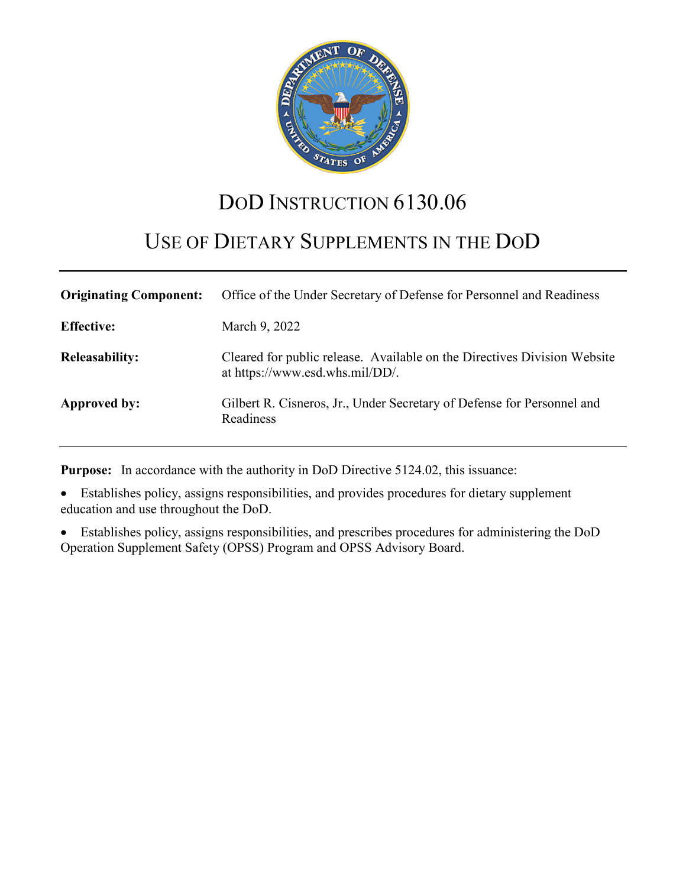# DoD INSTRUCTION 6130.06

## USE OF DIETARY SUPPLEMENTS IN THE DoD

| | |
|---|---|
| **Originating Component:** | Office of the Under Secretary of Defense for Personnel and Readiness |
| **Effective:** | March 9, 2022 |
| **Releasability:** | Cleared for public release. Available on the Directives Division Website at https://www.esd.whs.mil/DD/. |
| **Approved by:** | Gilbert R. Cisneros, Jr., Under Secretary of Defense for Personnel and Readiness |

**Purpose:** In accordance with the authority in DoD Directive 5124.02, this issuance:

- Establishes policy, assigns responsibilities, and provides procedures for dietary supplement education and use throughout the DoD.
- Establishes policy, assigns responsibilities, and prescribes procedures for administering the DoD Operation Supplement Safety (OPSS) Program and OPSS Advisory Board.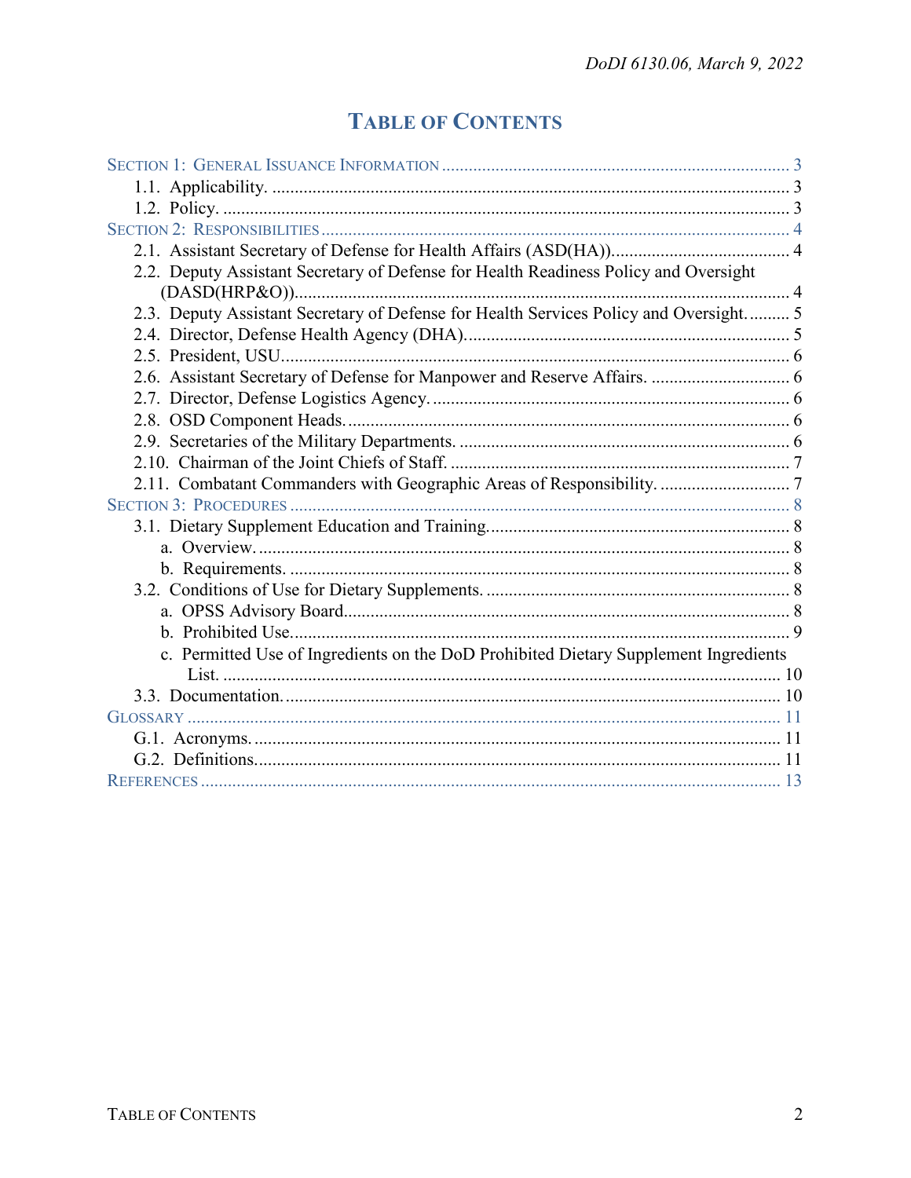# TABLE OF CONTENTS

SECTION 1: GENERAL ISSUANCE INFORMATION ..... 3
- 1.1. Applicability. ..... 3
- 1.2. Policy. ..... 3

SECTION 2: RESPONSIBILITIES ..... 4
- 2.1. Assistant Secretary of Defense for Health Affairs (ASD(HA)). ..... 4
- 2.2. Deputy Assistant Secretary of Defense for Health Readiness Policy and Oversight (DASD(HRP&O)). ..... 4
- 2.3. Deputy Assistant Secretary of Defense for Health Services Policy and Oversight. ..... 5
- 2.4. Director, Defense Health Agency (DHA). ..... 5
- 2.5. President, USU. ..... 6
- 2.6. Assistant Secretary of Defense for Manpower and Reserve Affairs. ..... 6
- 2.7. Director, Defense Logistics Agency. ..... 6
- 2.8. OSD Component Heads. ..... 6
- 2.9. Secretaries of the Military Departments. ..... 6
- 2.10. Chairman of the Joint Chiefs of Staff. ..... 7
- 2.11. Combatant Commanders with Geographic Areas of Responsibility. ..... 7

SECTION 3: PROCEDURES ..... 8
- 3.1. Dietary Supplement Education and Training. ..... 8
  - a. Overview. ..... 8
  - b. Requirements. ..... 8
- 3.2. Conditions of Use for Dietary Supplements. ..... 8
  - a. OPSS Advisory Board. ..... 8
  - b. Prohibited Use. ..... 9
  - c. Permitted Use of Ingredients on the DoD Prohibited Dietary Supplement Ingredients List. ..... 10
- 3.3. Documentation. ..... 10

GLOSSARY ..... 11
- G.1. Acronyms. ..... 11
- G.2. Definitions. ..... 11

REFERENCES ..... 13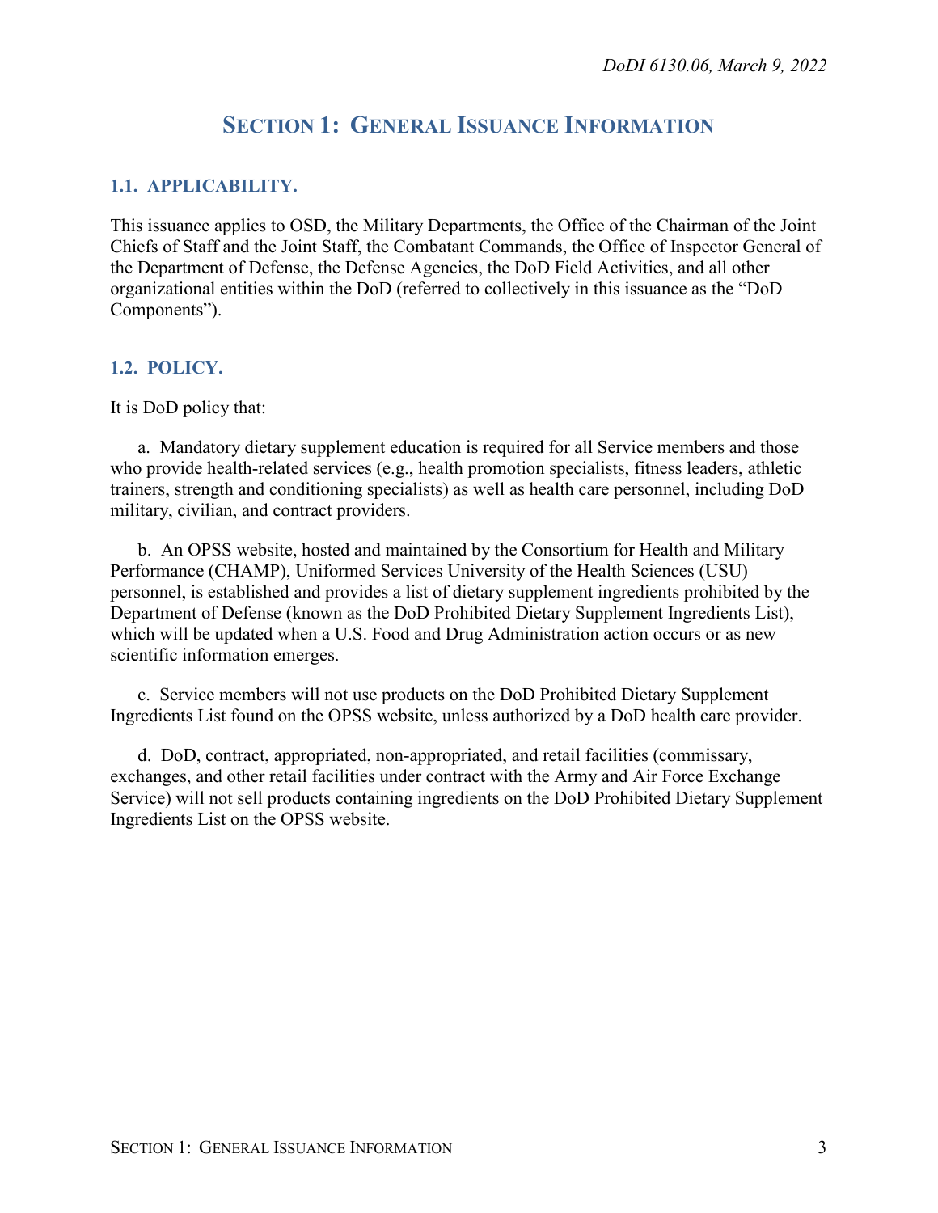# SECTION 1: GENERAL ISSUANCE INFORMATION

## 1.1. APPLICABILITY.

This issuance applies to OSD, the Military Departments, the Office of the Chairman of the Joint Chiefs of Staff and the Joint Staff, the Combatant Commands, the Office of Inspector General of the Department of Defense, the Defense Agencies, the DoD Field Activities, and all other organizational entities within the DoD (referred to collectively in this issuance as the "DoD Components").

## 1.2. POLICY.

It is DoD policy that:

a. Mandatory dietary supplement education is required for all Service members and those who provide health-related services (e.g., health promotion specialists, fitness leaders, athletic trainers, strength and conditioning specialists) as well as health care personnel, including DoD military, civilian, and contract providers.

b. An OPSS website, hosted and maintained by the Consortium for Health and Military Performance (CHAMP), Uniformed Services University of the Health Sciences (USU) personnel, is established and provides a list of dietary supplement ingredients prohibited by the Department of Defense (known as the DoD Prohibited Dietary Supplement Ingredients List), which will be updated when a U.S. Food and Drug Administration action occurs or as new scientific information emerges.

c. Service members will not use products on the DoD Prohibited Dietary Supplement Ingredients List found on the OPSS website, unless authorized by a DoD health care provider.

d. DoD, contract, appropriated, non-appropriated, and retail facilities (commissary, exchanges, and other retail facilities under contract with the Army and Air Force Exchange Service) will not sell products containing ingredients on the DoD Prohibited Dietary Supplement Ingredients List on the OPSS website.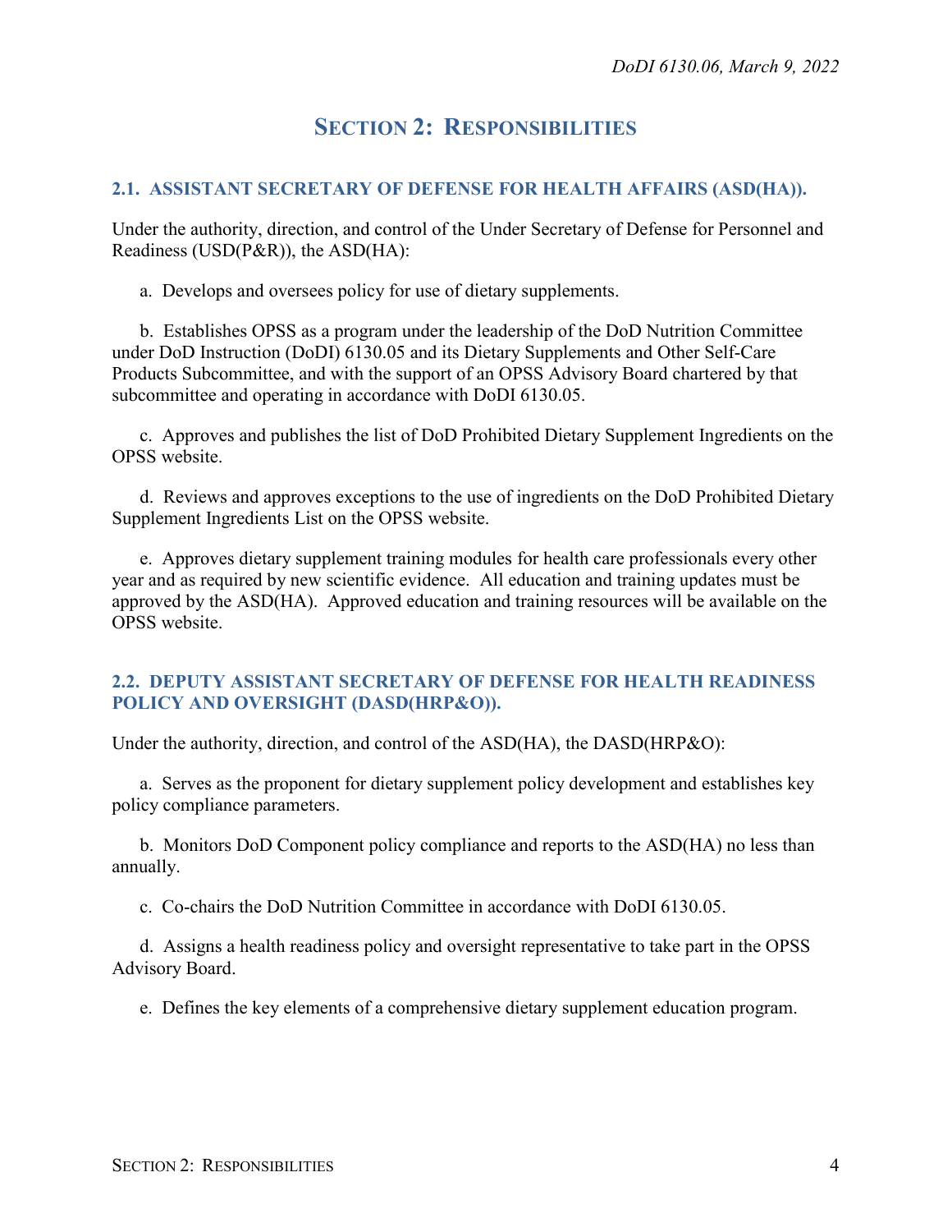# SECTION 2: RESPONSIBILITIES

## 2.1. ASSISTANT SECRETARY OF DEFENSE FOR HEALTH AFFAIRS (ASD(HA)).

Under the authority, direction, and control of the Under Secretary of Defense for Personnel and Readiness (USD(P&R)), the ASD(HA):

a. Develops and oversees policy for use of dietary supplements.

b. Establishes OPSS as a program under the leadership of the DoD Nutrition Committee under DoD Instruction (DoDI) 6130.05 and its Dietary Supplements and Other Self-Care Products Subcommittee, and with the support of an OPSS Advisory Board chartered by that subcommittee and operating in accordance with DoDI 6130.05.

c. Approves and publishes the list of DoD Prohibited Dietary Supplement Ingredients on the OPSS website.

d. Reviews and approves exceptions to the use of ingredients on the DoD Prohibited Dietary Supplement Ingredients List on the OPSS website.

e. Approves dietary supplement training modules for health care professionals every other year and as required by new scientific evidence. All education and training updates must be approved by the ASD(HA). Approved education and training resources will be available on the OPSS website.

## 2.2. DEPUTY ASSISTANT SECRETARY OF DEFENSE FOR HEALTH READINESS POLICY AND OVERSIGHT (DASD(HRP&O)).

Under the authority, direction, and control of the ASD(HA), the DASD(HRP&O):

a. Serves as the proponent for dietary supplement policy development and establishes key policy compliance parameters.

b. Monitors DoD Component policy compliance and reports to the ASD(HA) no less than annually.

c. Co-chairs the DoD Nutrition Committee in accordance with DoDI 6130.05.

d. Assigns a health readiness policy and oversight representative to take part in the OPSS Advisory Board.

e. Defines the key elements of a comprehensive dietary supplement education program.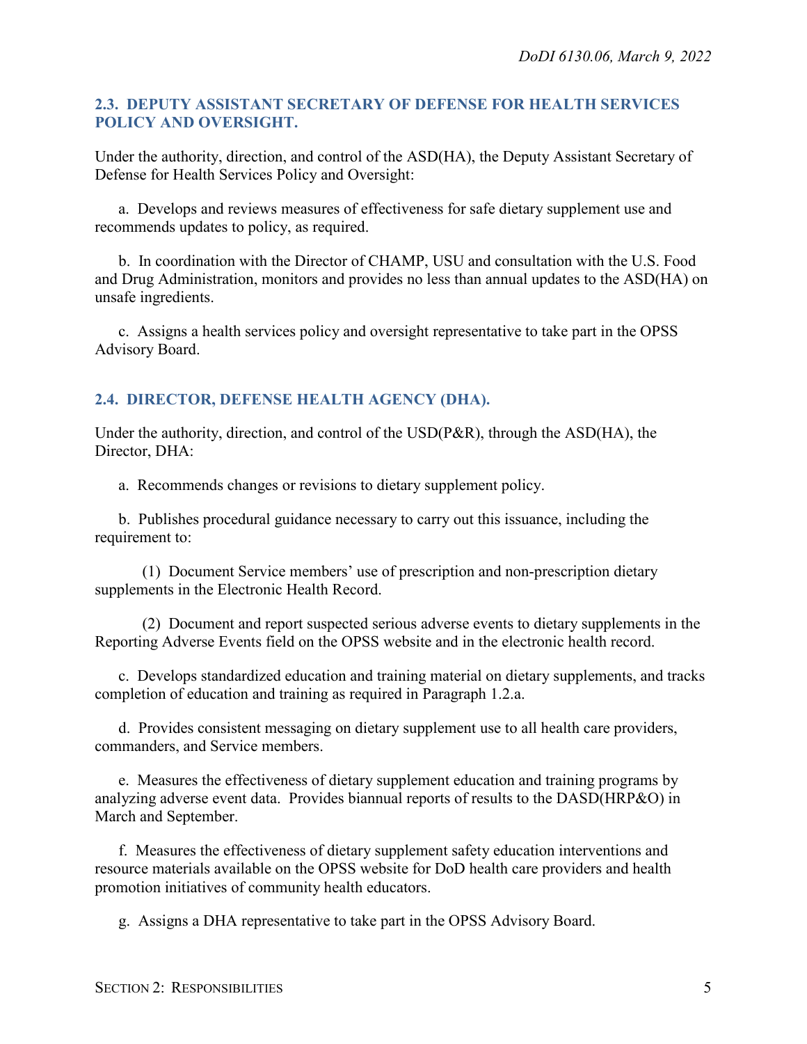### 2.3. DEPUTY ASSISTANT SECRETARY OF DEFENSE FOR HEALTH SERVICES POLICY AND OVERSIGHT.

Under the authority, direction, and control of the ASD(HA), the Deputy Assistant Secretary of Defense for Health Services Policy and Oversight:

a. Develops and reviews measures of effectiveness for safe dietary supplement use and recommends updates to policy, as required.

b. In coordination with the Director of CHAMP, USU and consultation with the U.S. Food and Drug Administration, monitors and provides no less than annual updates to the ASD(HA) on unsafe ingredients.

c. Assigns a health services policy and oversight representative to take part in the OPSS Advisory Board.

### 2.4. DIRECTOR, DEFENSE HEALTH AGENCY (DHA).

Under the authority, direction, and control of the USD(P&R), through the ASD(HA), the Director, DHA:

a. Recommends changes or revisions to dietary supplement policy.

b. Publishes procedural guidance necessary to carry out this issuance, including the requirement to:

(1) Document Service members' use of prescription and non-prescription dietary supplements in the Electronic Health Record.

(2) Document and report suspected serious adverse events to dietary supplements in the Reporting Adverse Events field on the OPSS website and in the electronic health record.

c. Develops standardized education and training material on dietary supplements, and tracks completion of education and training as required in Paragraph 1.2.a.

d. Provides consistent messaging on dietary supplement use to all health care providers, commanders, and Service members.

e. Measures the effectiveness of dietary supplement education and training programs by analyzing adverse event data. Provides biannual reports of results to the DASD(HRP&O) in March and September.

f. Measures the effectiveness of dietary supplement safety education interventions and resource materials available on the OPSS website for DoD health care providers and health promotion initiatives of community health educators.

g. Assigns a DHA representative to take part in the OPSS Advisory Board.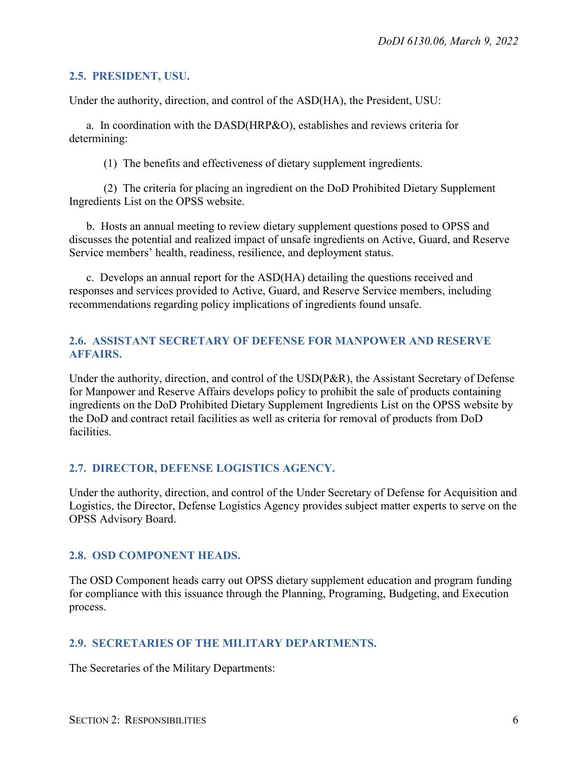## 2.5. PRESIDENT, USU.

Under the authority, direction, and control of the ASD(HA), the President, USU:

a. In coordination with the DASD(HRP&O), establishes and reviews criteria for determining:

(1) The benefits and effectiveness of dietary supplement ingredients.

(2) The criteria for placing an ingredient on the DoD Prohibited Dietary Supplement Ingredients List on the OPSS website.

b. Hosts an annual meeting to review dietary supplement questions posed to OPSS and discusses the potential and realized impact of unsafe ingredients on Active, Guard, and Reserve Service members' health, readiness, resilience, and deployment status.

c. Develops an annual report for the ASD(HA) detailing the questions received and responses and services provided to Active, Guard, and Reserve Service members, including recommendations regarding policy implications of ingredients found unsafe.

## 2.6. ASSISTANT SECRETARY OF DEFENSE FOR MANPOWER AND RESERVE AFFAIRS.

Under the authority, direction, and control of the USD(P&R), the Assistant Secretary of Defense for Manpower and Reserve Affairs develops policy to prohibit the sale of products containing ingredients on the DoD Prohibited Dietary Supplement Ingredients List on the OPSS website by the DoD and contract retail facilities as well as criteria for removal of products from DoD facilities.

## 2.7. DIRECTOR, DEFENSE LOGISTICS AGENCY.

Under the authority, direction, and control of the Under Secretary of Defense for Acquisition and Logistics, the Director, Defense Logistics Agency provides subject matter experts to serve on the OPSS Advisory Board.

## 2.8. OSD COMPONENT HEADS.

The OSD Component heads carry out OPSS dietary supplement education and program funding for compliance with this issuance through the Planning, Programing, Budgeting, and Execution process.

## 2.9. SECRETARIES OF THE MILITARY DEPARTMENTS.

The Secretaries of the Military Departments: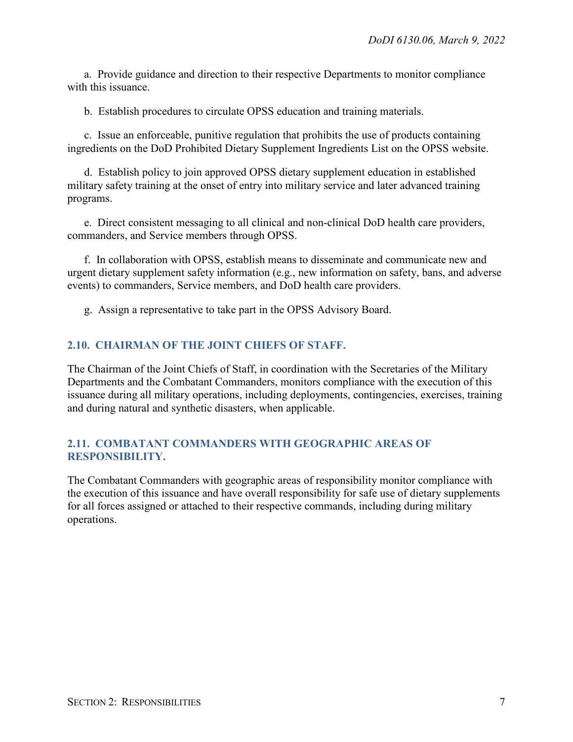a. Provide guidance and direction to their respective Departments to monitor compliance with this issuance.

b. Establish procedures to circulate OPSS education and training materials.

c. Issue an enforceable, punitive regulation that prohibits the use of products containing ingredients on the DoD Prohibited Dietary Supplement Ingredients List on the OPSS website.

d. Establish policy to join approved OPSS dietary supplement education in established military safety training at the onset of entry into military service and later advanced training programs.

e. Direct consistent messaging to all clinical and non-clinical DoD health care providers, commanders, and Service members through OPSS.

f. In collaboration with OPSS, establish means to disseminate and communicate new and urgent dietary supplement safety information (e.g., new information on safety, bans, and adverse events) to commanders, Service members, and DoD health care providers.

g. Assign a representative to take part in the OPSS Advisory Board.

## 2.10. CHAIRMAN OF THE JOINT CHIEFS OF STAFF.

The Chairman of the Joint Chiefs of Staff, in coordination with the Secretaries of the Military Departments and the Combatant Commanders, monitors compliance with the execution of this issuance during all military operations, including deployments, contingencies, exercises, training and during natural and synthetic disasters, when applicable.

## 2.11. COMBATANT COMMANDERS WITH GEOGRAPHIC AREAS OF RESPONSIBILITY.

The Combatant Commanders with geographic areas of responsibility monitor compliance with the execution of this issuance and have overall responsibility for safe use of dietary supplements for all forces assigned or attached to their respective commands, including during military operations.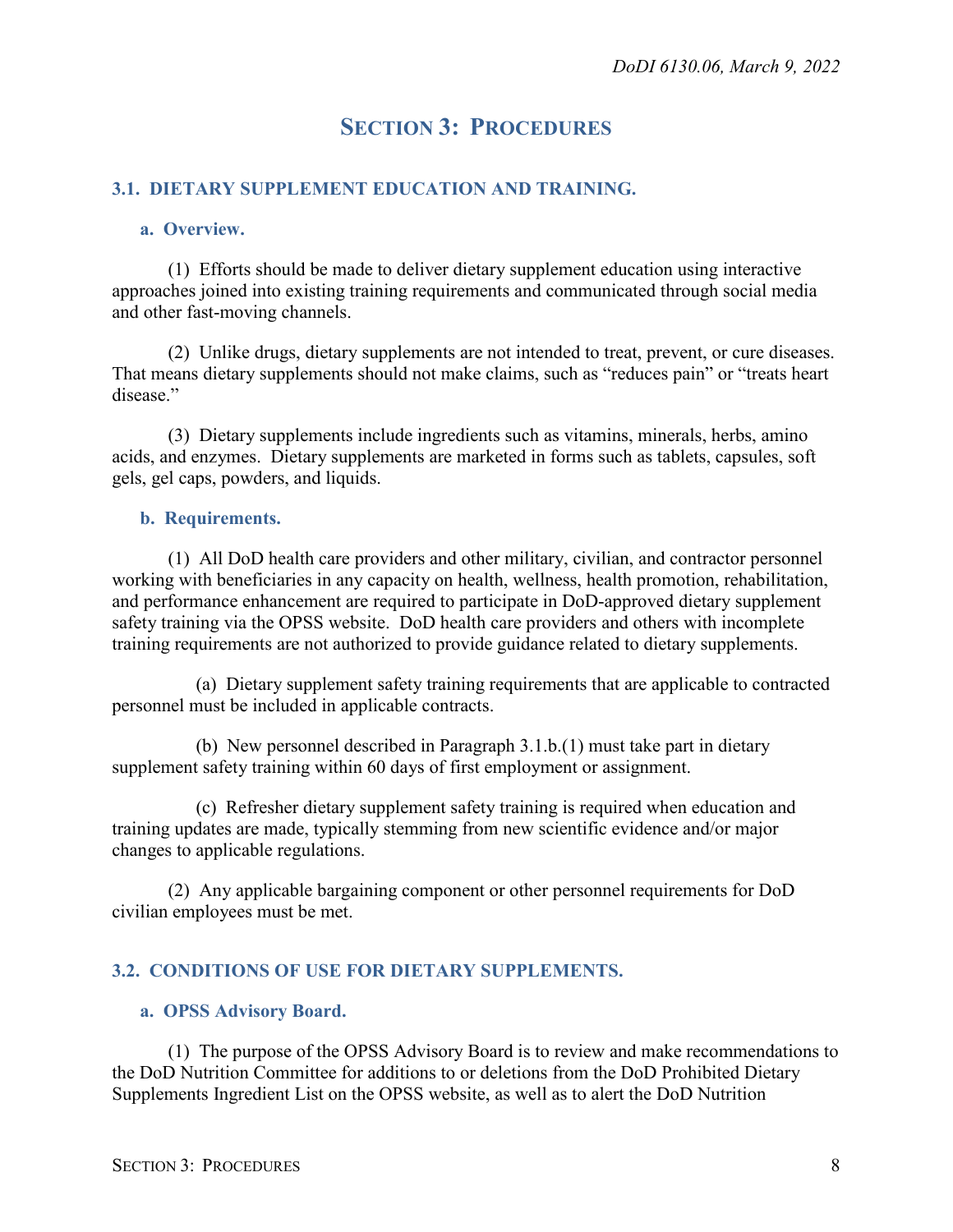# SECTION 3: PROCEDURES

## 3.1. DIETARY SUPPLEMENT EDUCATION AND TRAINING.

### a. Overview.

(1) Efforts should be made to deliver dietary supplement education using interactive approaches joined into existing training requirements and communicated through social media and other fast-moving channels.

(2) Unlike drugs, dietary supplements are not intended to treat, prevent, or cure diseases. That means dietary supplements should not make claims, such as "reduces pain" or "treats heart disease."

(3) Dietary supplements include ingredients such as vitamins, minerals, herbs, amino acids, and enzymes. Dietary supplements are marketed in forms such as tablets, capsules, soft gels, gel caps, powders, and liquids.

### b. Requirements.

(1) All DoD health care providers and other military, civilian, and contractor personnel working with beneficiaries in any capacity on health, wellness, health promotion, rehabilitation, and performance enhancement are required to participate in DoD-approved dietary supplement safety training via the OPSS website. DoD health care providers and others with incomplete training requirements are not authorized to provide guidance related to dietary supplements.

(a) Dietary supplement safety training requirements that are applicable to contracted personnel must be included in applicable contracts.

(b) New personnel described in Paragraph 3.1.b.(1) must take part in dietary supplement safety training within 60 days of first employment or assignment.

(c) Refresher dietary supplement safety training is required when education and training updates are made, typically stemming from new scientific evidence and/or major changes to applicable regulations.

(2) Any applicable bargaining component or other personnel requirements for DoD civilian employees must be met.

## 3.2. CONDITIONS OF USE FOR DIETARY SUPPLEMENTS.

### a. OPSS Advisory Board.

(1) The purpose of the OPSS Advisory Board is to review and make recommendations to the DoD Nutrition Committee for additions to or deletions from the DoD Prohibited Dietary Supplements Ingredient List on the OPSS website, as well as to alert the DoD Nutrition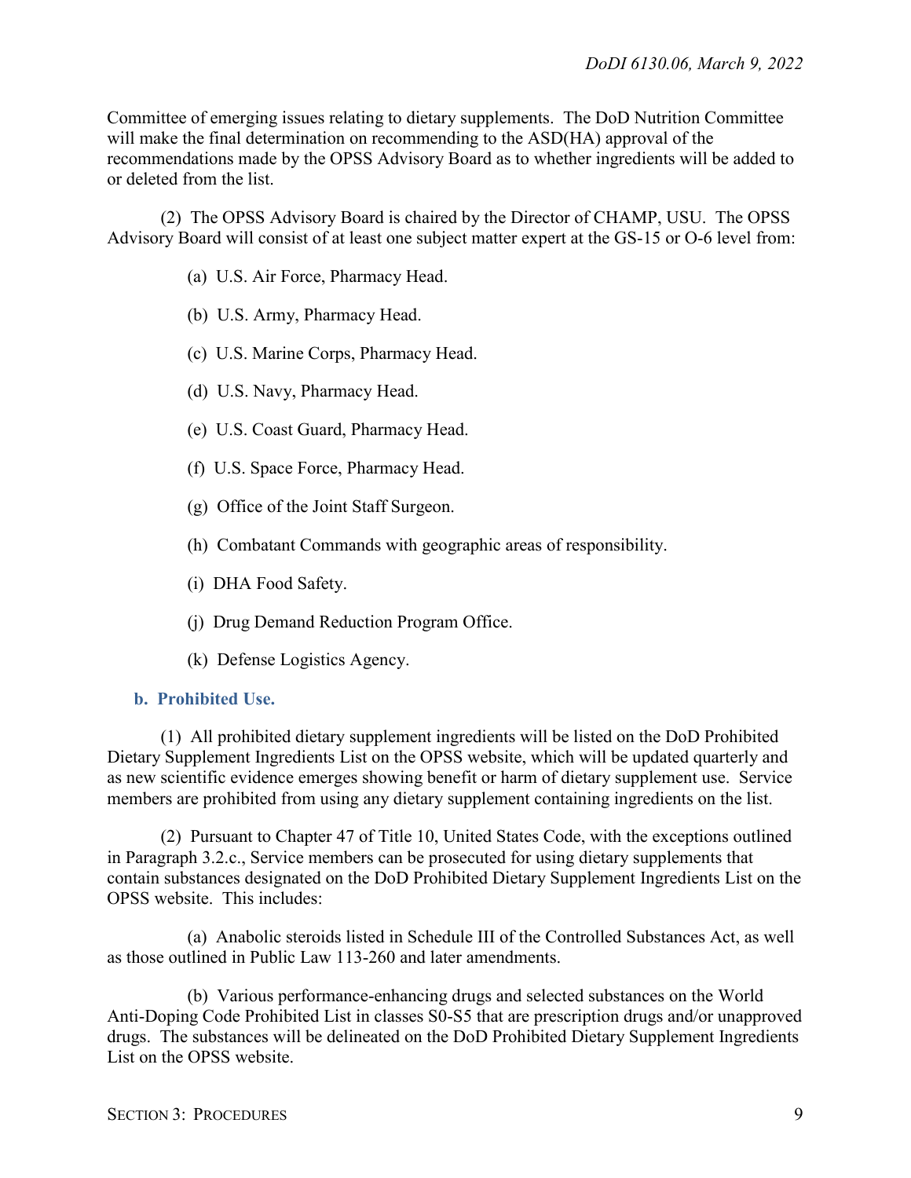Committee of emerging issues relating to dietary supplements. The DoD Nutrition Committee will make the final determination on recommending to the ASD(HA) approval of the recommendations made by the OPSS Advisory Board as to whether ingredients will be added to or deleted from the list.

(2) The OPSS Advisory Board is chaired by the Director of CHAMP, USU. The OPSS Advisory Board will consist of at least one subject matter expert at the GS-15 or O-6 level from:

(a) U.S. Air Force, Pharmacy Head.

(b) U.S. Army, Pharmacy Head.

(c) U.S. Marine Corps, Pharmacy Head.

(d) U.S. Navy, Pharmacy Head.

(e) U.S. Coast Guard, Pharmacy Head.

(f) U.S. Space Force, Pharmacy Head.

(g) Office of the Joint Staff Surgeon.

(h) Combatant Commands with geographic areas of responsibility.

(i) DHA Food Safety.

(j) Drug Demand Reduction Program Office.

(k) Defense Logistics Agency.

**b. Prohibited Use.**

(1) All prohibited dietary supplement ingredients will be listed on the DoD Prohibited Dietary Supplement Ingredients List on the OPSS website, which will be updated quarterly and as new scientific evidence emerges showing benefit or harm of dietary supplement use. Service members are prohibited from using any dietary supplement containing ingredients on the list.

(2) Pursuant to Chapter 47 of Title 10, United States Code, with the exceptions outlined in Paragraph 3.2.c., Service members can be prosecuted for using dietary supplements that contain substances designated on the DoD Prohibited Dietary Supplement Ingredients List on the OPSS website. This includes:

(a) Anabolic steroids listed in Schedule III of the Controlled Substances Act, as well as those outlined in Public Law 113-260 and later amendments.

(b) Various performance-enhancing drugs and selected substances on the World Anti-Doping Code Prohibited List in classes S0-S5 that are prescription drugs and/or unapproved drugs. The substances will be delineated on the DoD Prohibited Dietary Supplement Ingredients List on the OPSS website.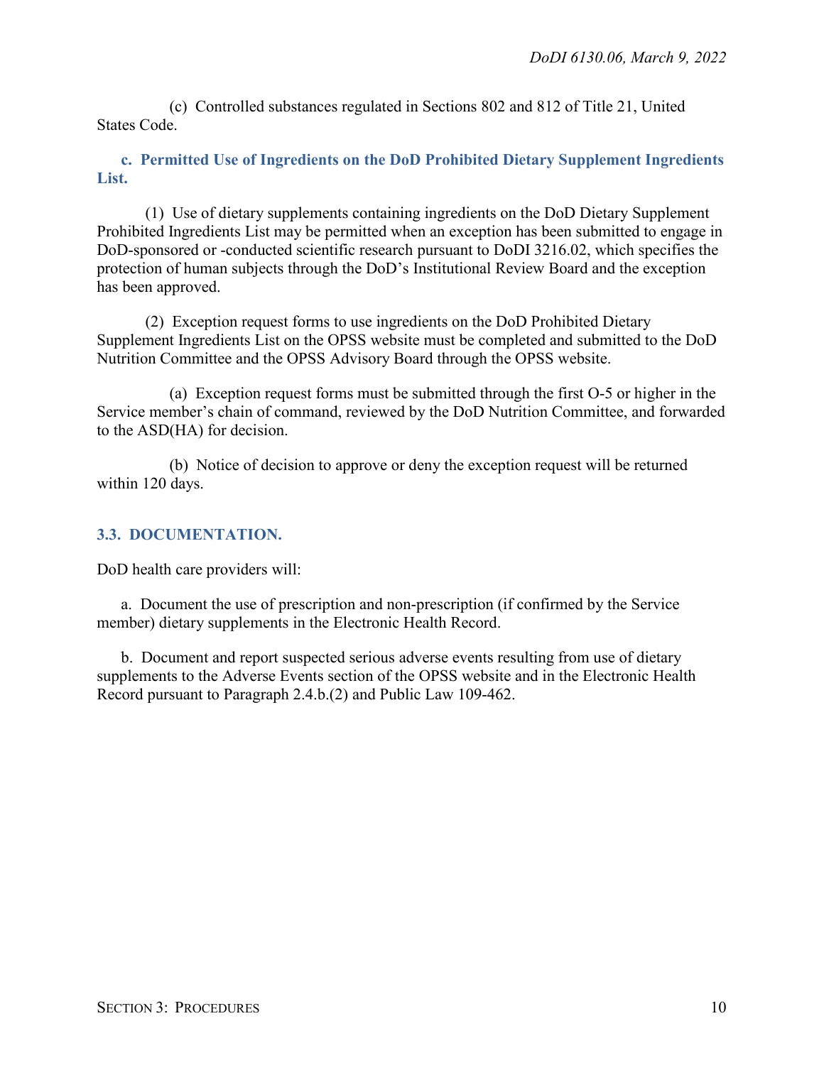(c) Controlled substances regulated in Sections 802 and 812 of Title 21, United States Code.

**c. Permitted Use of Ingredients on the DoD Prohibited Dietary Supplement Ingredients List.**

(1) Use of dietary supplements containing ingredients on the DoD Dietary Supplement Prohibited Ingredients List may be permitted when an exception has been submitted to engage in DoD-sponsored or -conducted scientific research pursuant to DoDI 3216.02, which specifies the protection of human subjects through the DoD's Institutional Review Board and the exception has been approved.

(2) Exception request forms to use ingredients on the DoD Prohibited Dietary Supplement Ingredients List on the OPSS website must be completed and submitted to the DoD Nutrition Committee and the OPSS Advisory Board through the OPSS website.

(a) Exception request forms must be submitted through the first O-5 or higher in the Service member's chain of command, reviewed by the DoD Nutrition Committee, and forwarded to the ASD(HA) for decision.

(b) Notice of decision to approve or deny the exception request will be returned within 120 days.

## 3.3. DOCUMENTATION.

DoD health care providers will:

a. Document the use of prescription and non-prescription (if confirmed by the Service member) dietary supplements in the Electronic Health Record.

b. Document and report suspected serious adverse events resulting from use of dietary supplements to the Adverse Events section of the OPSS website and in the Electronic Health Record pursuant to Paragraph 2.4.b.(2) and Public Law 109-462.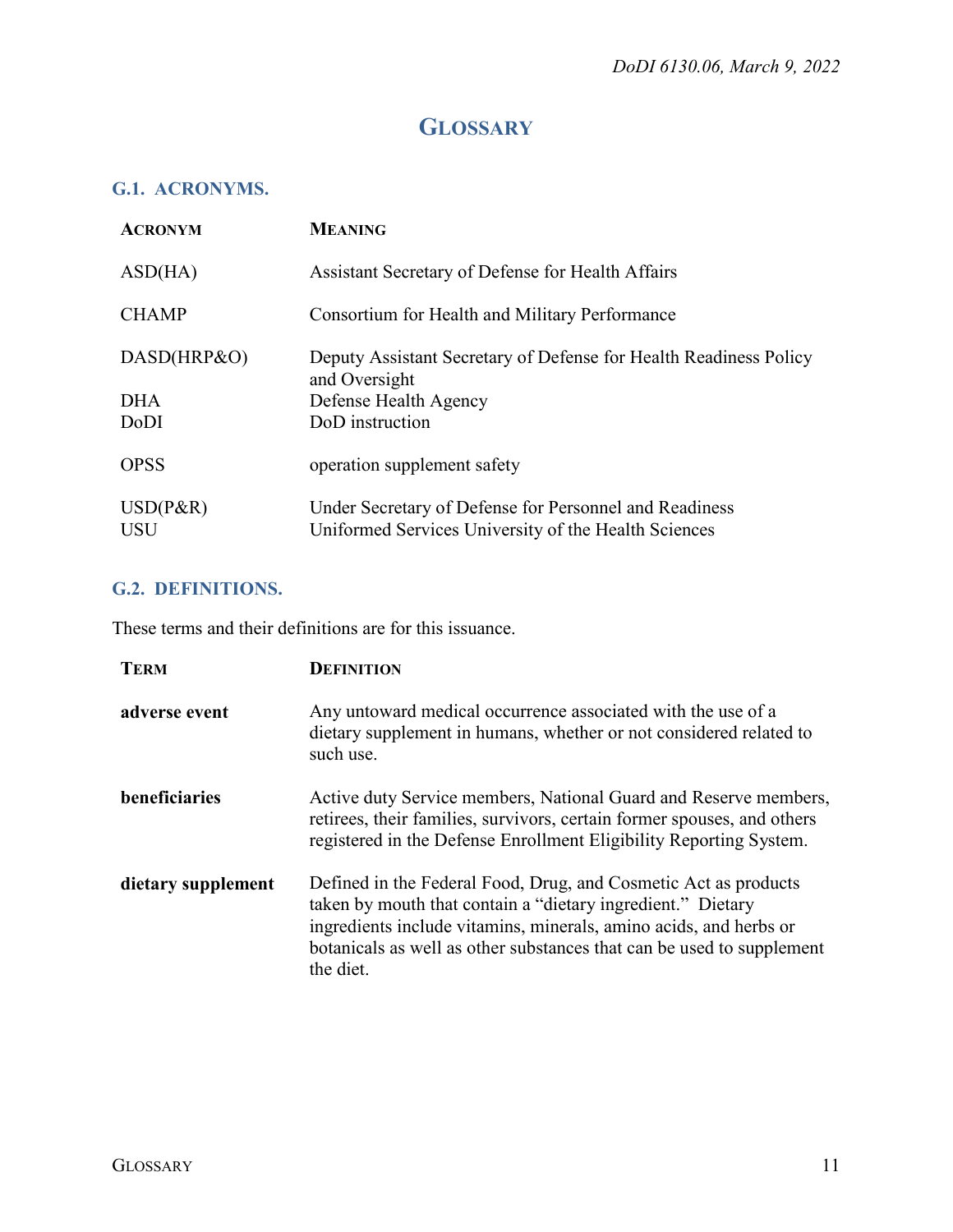# GLOSSARY

## G.1. ACRONYMS.

| ACRONYM | MEANING |
|---|---|
| ASD(HA) | Assistant Secretary of Defense for Health Affairs |
| CHAMP | Consortium for Health and Military Performance |
| DASD(HRP&O) | Deputy Assistant Secretary of Defense for Health Readiness Policy and Oversight |
| DHA | Defense Health Agency |
| DoDI | DoD instruction |
| OPSS | operation supplement safety |
| USD(P&R) | Under Secretary of Defense for Personnel and Readiness |
| USU | Uniformed Services University of the Health Sciences |

## G.2. DEFINITIONS.

These terms and their definitions are for this issuance.

| TERM | DEFINITION |
|---|---|
| **adverse event** | Any untoward medical occurrence associated with the use of a dietary supplement in humans, whether or not considered related to such use. |
| **beneficiaries** | Active duty Service members, National Guard and Reserve members, retirees, their families, survivors, certain former spouses, and others registered in the Defense Enrollment Eligibility Reporting System. |
| **dietary supplement** | Defined in the Federal Food, Drug, and Cosmetic Act as products taken by mouth that contain a "dietary ingredient." Dietary ingredients include vitamins, minerals, amino acids, and herbs or botanicals as well as other substances that can be used to supplement the diet. |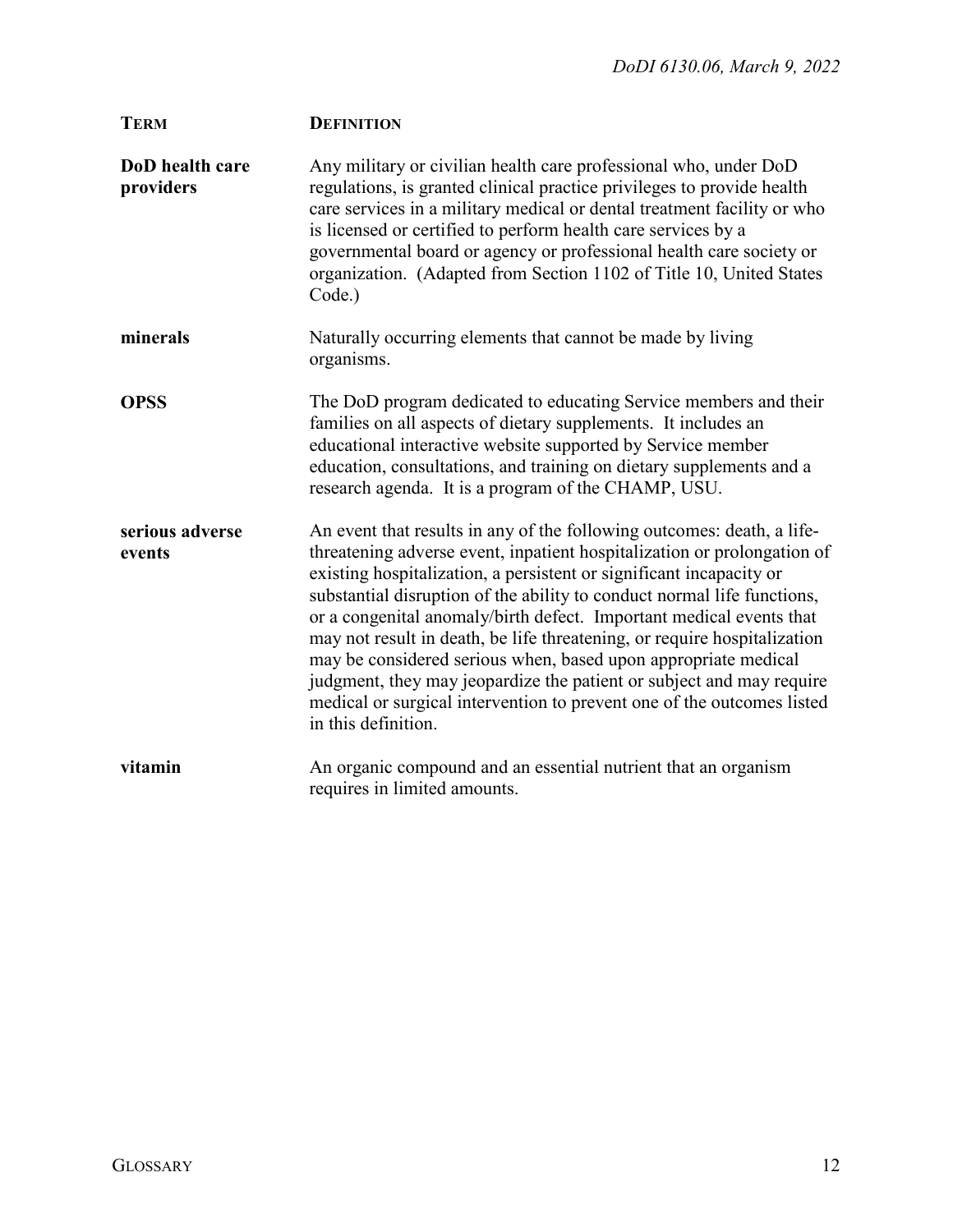| TERM | DEFINITION |
| --- | --- |
| **DoD health care providers** | Any military or civilian health care professional who, under DoD regulations, is granted clinical practice privileges to provide health care services in a military medical or dental treatment facility or who is licensed or certified to perform health care services by a governmental board or agency or professional health care society or organization. (Adapted from Section 1102 of Title 10, United States Code.) |
| **minerals** | Naturally occurring elements that cannot be made by living organisms. |
| **OPSS** | The DoD program dedicated to educating Service members and their families on all aspects of dietary supplements. It includes an educational interactive website supported by Service member education, consultations, and training on dietary supplements and a research agenda. It is a program of the CHAMP, USU. |
| **serious adverse events** | An event that results in any of the following outcomes: death, a life-threatening adverse event, inpatient hospitalization or prolongation of existing hospitalization, a persistent or significant incapacity or substantial disruption of the ability to conduct normal life functions, or a congenital anomaly/birth defect. Important medical events that may not result in death, be life threatening, or require hospitalization may be considered serious when, based upon appropriate medical judgment, they may jeopardize the patient or subject and may require medical or surgical intervention to prevent one of the outcomes listed in this definition. |
| **vitamin** | An organic compound and an essential nutrient that an organism requires in limited amounts. |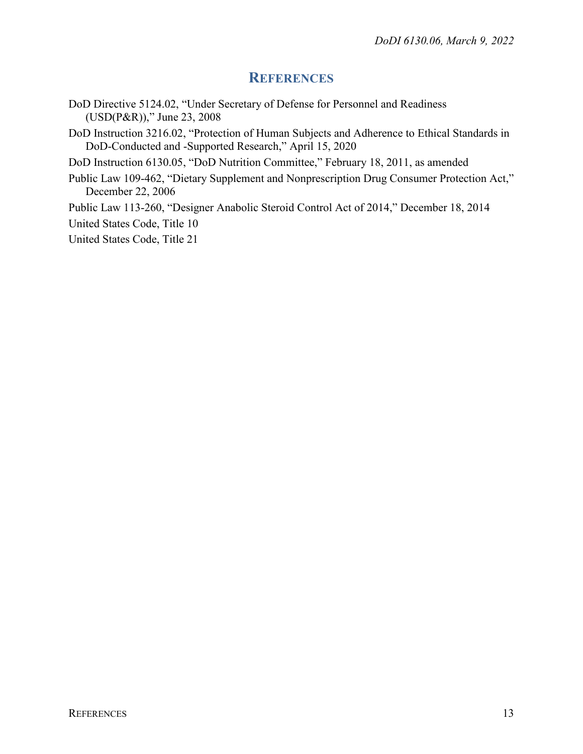# REFERENCES

DoD Directive 5124.02, "Under Secretary of Defense for Personnel and Readiness (USD(P&R))," June 23, 2008

DoD Instruction 3216.02, "Protection of Human Subjects and Adherence to Ethical Standards in DoD-Conducted and -Supported Research," April 15, 2020

DoD Instruction 6130.05, "DoD Nutrition Committee," February 18, 2011, as amended

Public Law 109-462, "Dietary Supplement and Nonprescription Drug Consumer Protection Act," December 22, 2006

Public Law 113-260, "Designer Anabolic Steroid Control Act of 2014," December 18, 2014

United States Code, Title 10

United States Code, Title 21